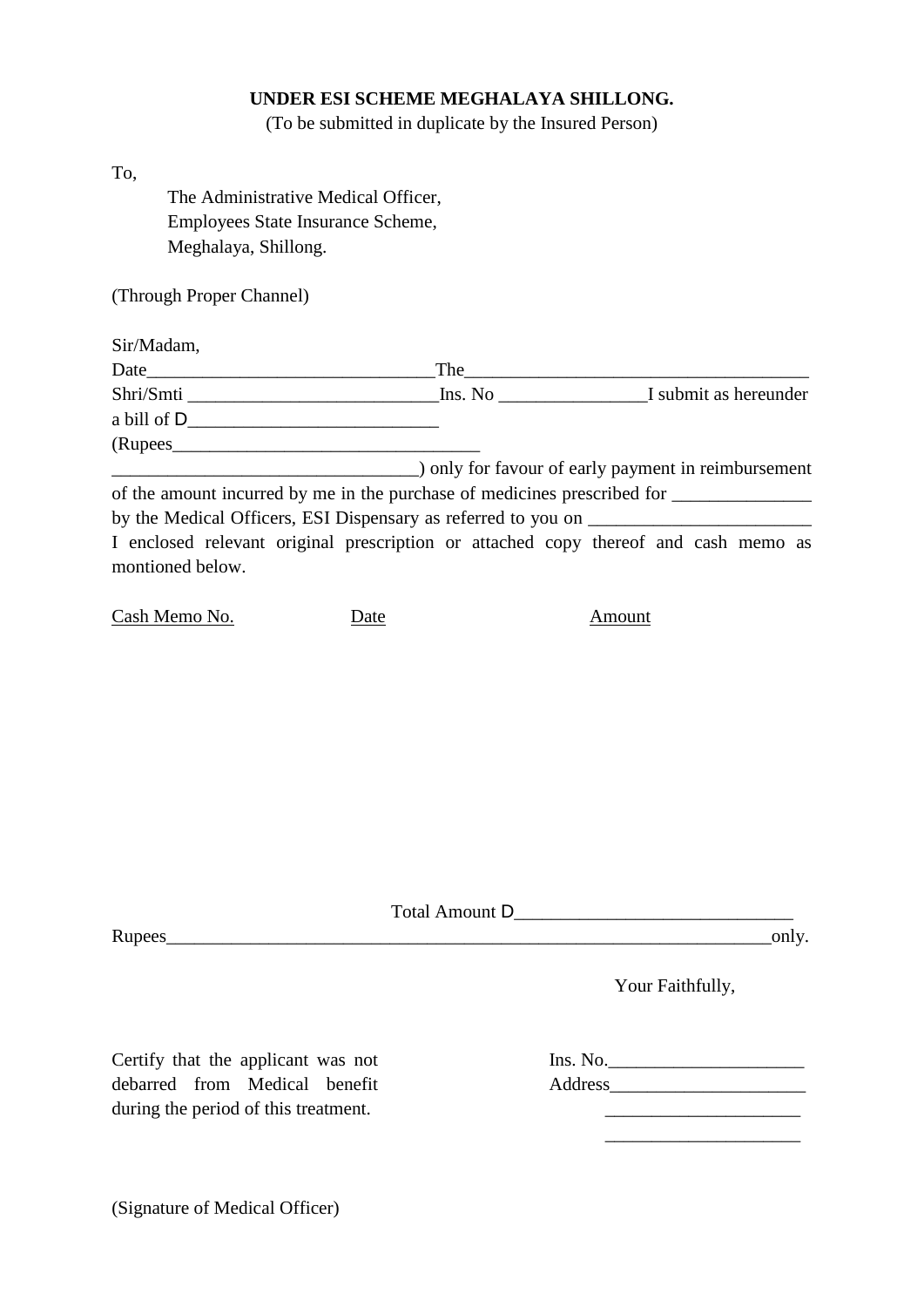**UNDER ESI SCHEME MEGHALAYA SHILLONG.**

(To be submitted in duplicate by the Insured Person)

To,

The Administrative Medical Officer,
Employees State Insurance Scheme,
Meghalaya, Shillong.

(Through Proper Channel)

Sir/Madam,

Date_______________________________The_____________________________________
Shri/Smti ___________________________Ins. No ________________I submit as hereunder a bill of D___________________________
(Rupees_________________________________
________________________________) only for favour of early payment in reimbursement of the amount incurred by me in the purchase of medicines prescribed for _______________ by the Medical Officers, ESI Dispensary as referred to you on ________________________
I enclosed relevant original prescription or attached copy thereof and cash memo as montioned below.

| Cash Memo No. | Date | Amount |
|---|---|---|

Total Amount D_____________________________

Rupees_________________________________________________________________only.

Your Faithfully,

Certify that the applicant was not debarred from Medical benefit during the period of this treatment.

Ins. No.____________________
Address____________________
____________________
____________________

(Signature of Medical Officer)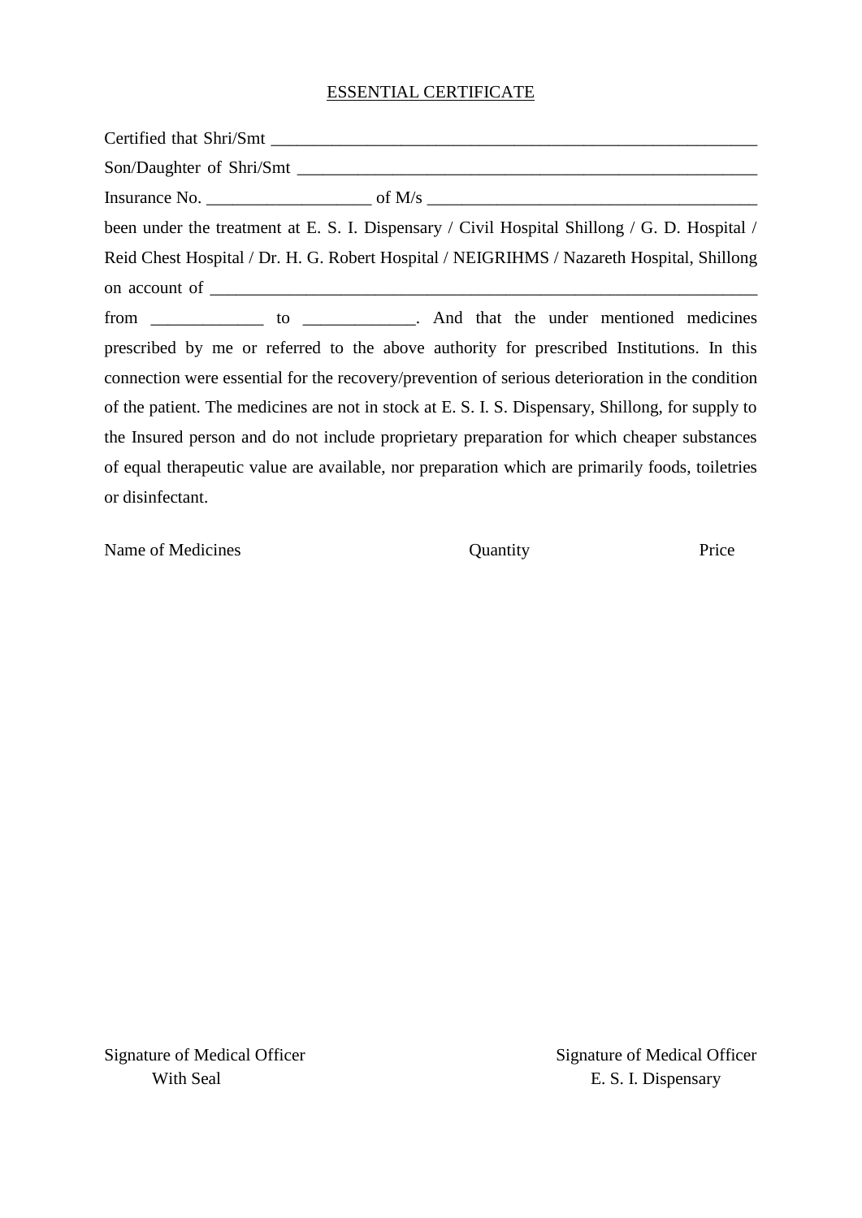# ESSENTIAL CERTIFICATE

Certified that Shri/Smt ___________________________________________________________
Son/Daughter of Shri/Smt ________________________________________________________
Insurance No. ___________________ of M/s _______________________________________
been under the treatment at E. S. I. Dispensary / Civil Hospital Shillong / G. D. Hospital / Reid Chest Hospital / Dr. H. G. Robert Hospital / NEIGRIHMS / Nazareth Hospital, Shillong on account of ____________________________________________________________________
from _____________ to _____________. And that the under mentioned medicines prescribed by me or referred to the above authority for prescribed Institutions. In this connection were essential for the recovery/prevention of serious deterioration in the condition of the patient. The medicines are not in stock at E. S. I. S. Dispensary, Shillong, for supply to the Insured person and do not include proprietary preparation for which cheaper substances of equal therapeutic value are available, nor preparation which are primarily foods, toiletries or disinfectant.

| Name of Medicines | Quantity | Price |
|---|---|---|

Signature of Medical Officer
With Seal

Signature of Medical Officer
E. S. I. Dispensary